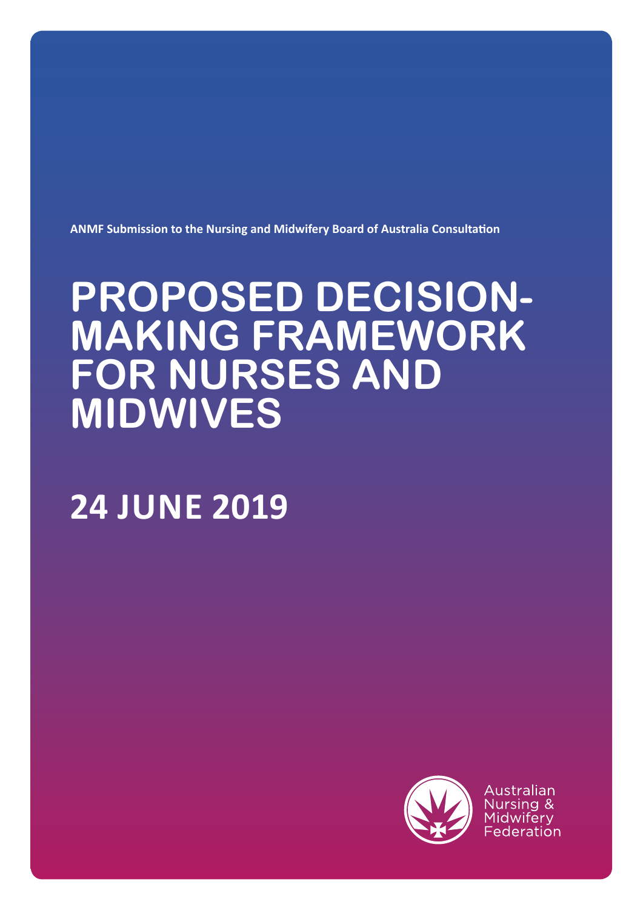**ANMF Submission to the Nursing and Midwifery Board of Australia Consultation**

# PROPOSED DECISION-MAKING FRAMEWORK FOR NURSES AND MIDWIVES

## 24 JUNE 2019

Australian Nursing & Midwifery Federation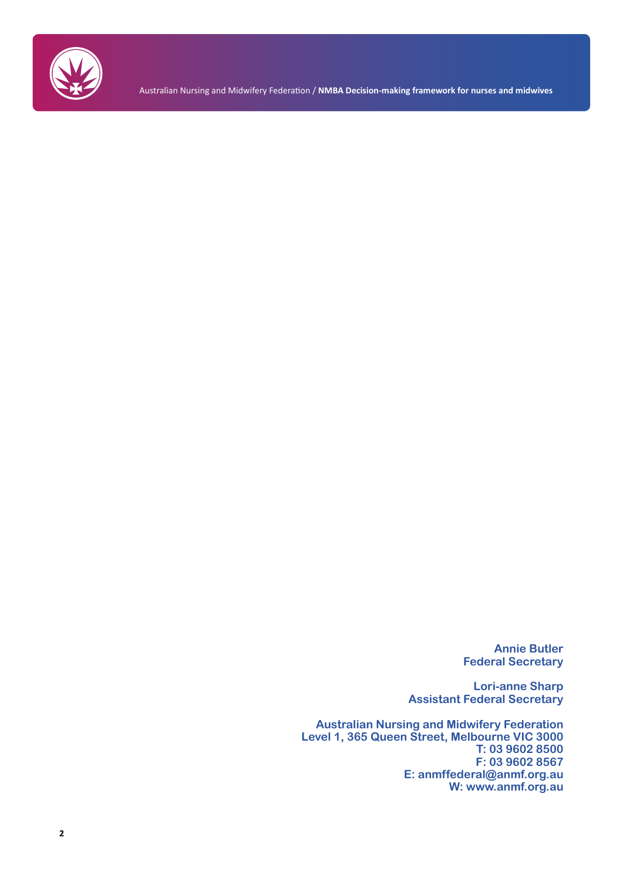**Annie Butler**
**Federal Secretary**

**Lori-anne Sharp**
**Assistant Federal Secretary**

**Australian Nursing and Midwifery Federation**
**Level 1, 365 Queen Street, Melbourne VIC 3000**
**T: 03 9602 8500**
**F: 03 9602 8567**
**E: anmffederal@anmf.org.au**
**W: www.anmf.org.au**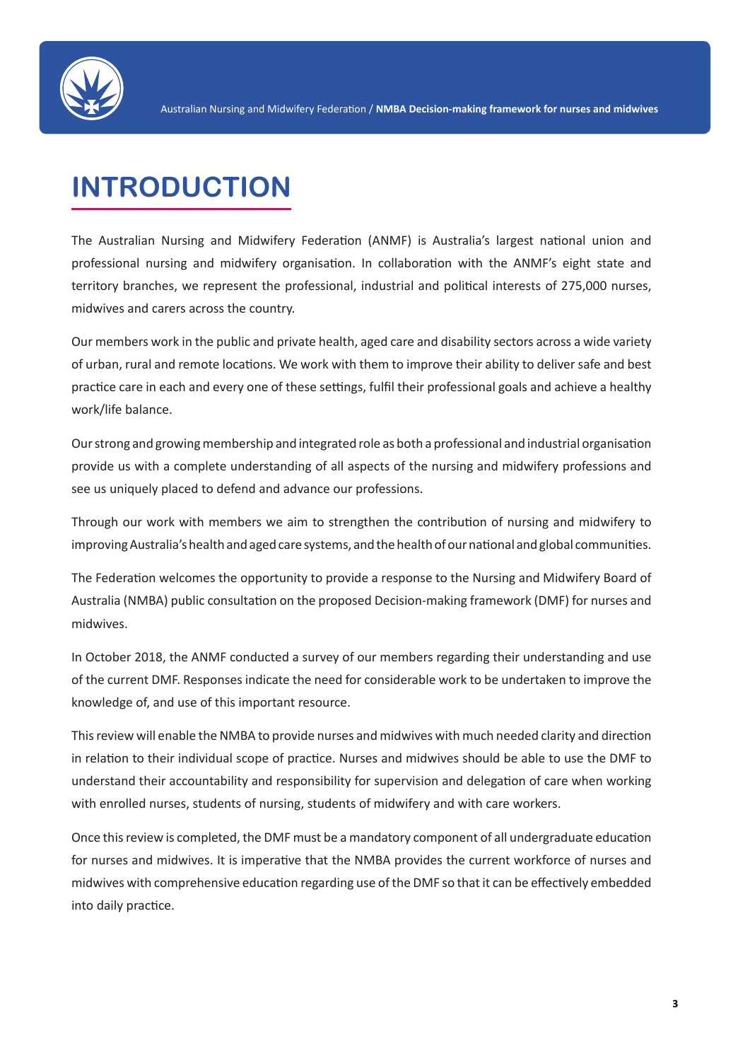# INTRODUCTION

The Australian Nursing and Midwifery Federation (ANMF) is Australia's largest national union and professional nursing and midwifery organisation. In collaboration with the ANMF's eight state and territory branches, we represent the professional, industrial and political interests of 275,000 nurses, midwives and carers across the country.

Our members work in the public and private health, aged care and disability sectors across a wide variety of urban, rural and remote locations. We work with them to improve their ability to deliver safe and best practice care in each and every one of these settings, fulfil their professional goals and achieve a healthy work/life balance.

Our strong and growing membership and integrated role as both a professional and industrial organisation provide us with a complete understanding of all aspects of the nursing and midwifery professions and see us uniquely placed to defend and advance our professions.

Through our work with members we aim to strengthen the contribution of nursing and midwifery to improving Australia's health and aged care systems, and the health of our national and global communities.

The Federation welcomes the opportunity to provide a response to the Nursing and Midwifery Board of Australia (NMBA) public consultation on the proposed Decision-making framework (DMF) for nurses and midwives.

In October 2018, the ANMF conducted a survey of our members regarding their understanding and use of the current DMF. Responses indicate the need for considerable work to be undertaken to improve the knowledge of, and use of this important resource.

This review will enable the NMBA to provide nurses and midwives with much needed clarity and direction in relation to their individual scope of practice. Nurses and midwives should be able to use the DMF to understand their accountability and responsibility for supervision and delegation of care when working with enrolled nurses, students of nursing, students of midwifery and with care workers.

Once this review is completed, the DMF must be a mandatory component of all undergraduate education for nurses and midwives. It is imperative that the NMBA provides the current workforce of nurses and midwives with comprehensive education regarding use of the DMF so that it can be effectively embedded into daily practice.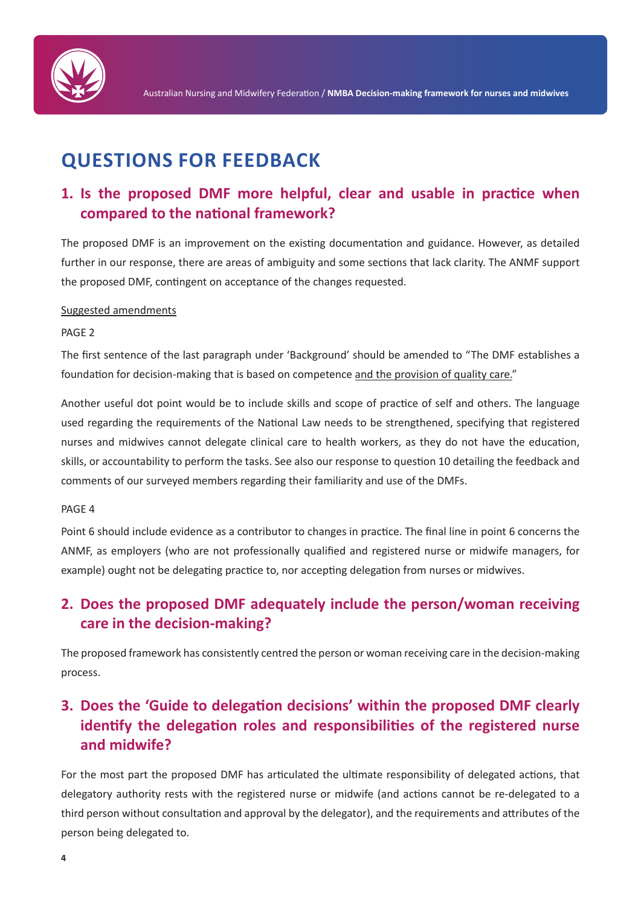# QUESTIONS FOR FEEDBACK

## 1. Is the proposed DMF more helpful, clear and usable in practice when compared to the national framework?

The proposed DMF is an improvement on the existing documentation and guidance. However, as detailed further in our response, there are areas of ambiguity and some sections that lack clarity. The ANMF support the proposed DMF, contingent on acceptance of the changes requested.

<u>Suggested amendments</u>

PAGE 2

The first sentence of the last paragraph under 'Background' should be amended to "The DMF establishes a foundation for decision-making that is based on competence <u>and the provision of quality care</u>."

Another useful dot point would be to include skills and scope of practice of self and others. The language used regarding the requirements of the National Law needs to be strengthened, specifying that registered nurses and midwives cannot delegate clinical care to health workers, as they do not have the education, skills, or accountability to perform the tasks. See also our response to question 10 detailing the feedback and comments of our surveyed members regarding their familiarity and use of the DMFs.

PAGE 4

Point 6 should include evidence as a contributor to changes in practice. The final line in point 6 concerns the ANMF, as employers (who are not professionally qualified and registered nurse or midwife managers, for example) ought not be delegating practice to, nor accepting delegation from nurses or midwives.

## 2. Does the proposed DMF adequately include the person/woman receiving care in the decision-making?

The proposed framework has consistently centred the person or woman receiving care in the decision-making process.

## 3. Does the 'Guide to delegation decisions' within the proposed DMF clearly identify the delegation roles and responsibilities of the registered nurse and midwife?

For the most part the proposed DMF has articulated the ultimate responsibility of delegated actions, that delegatory authority rests with the registered nurse or midwife (and actions cannot be re-delegated to a third person without consultation and approval by the delegator), and the requirements and attributes of the person being delegated to.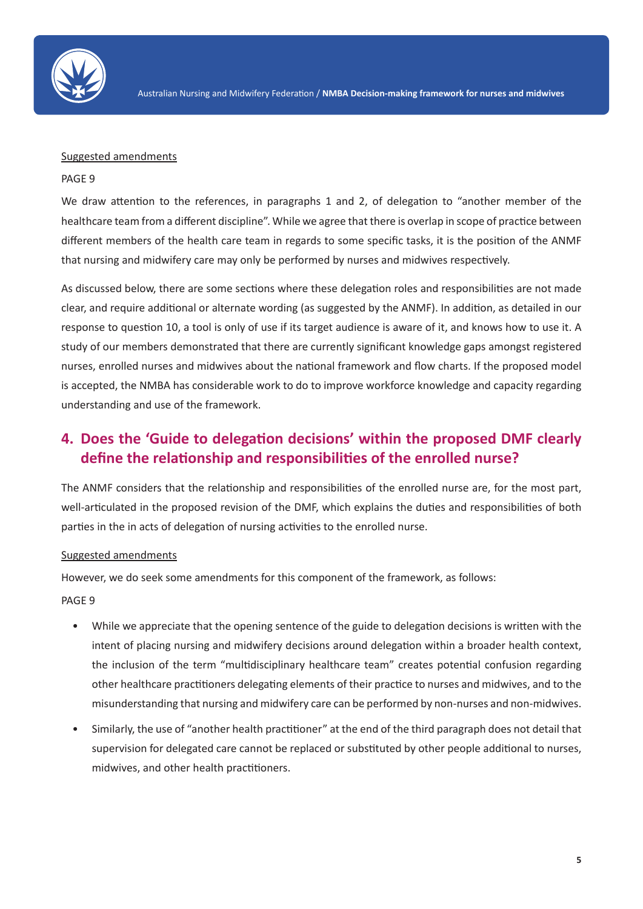Suggested amendments

PAGE 9

We draw attention to the references, in paragraphs 1 and 2, of delegation to "another member of the healthcare team from a different discipline". While we agree that there is overlap in scope of practice between different members of the health care team in regards to some specific tasks, it is the position of the ANMF that nursing and midwifery care may only be performed by nurses and midwives respectively.

As discussed below, there are some sections where these delegation roles and responsibilities are not made clear, and require additional or alternate wording (as suggested by the ANMF). In addition, as detailed in our response to question 10, a tool is only of use if its target audience is aware of it, and knows how to use it. A study of our members demonstrated that there are currently significant knowledge gaps amongst registered nurses, enrolled nurses and midwives about the national framework and flow charts. If the proposed model is accepted, the NMBA has considerable work to do to improve workforce knowledge and capacity regarding understanding and use of the framework.

## 4. Does the 'Guide to delegation decisions' within the proposed DMF clearly define the relationship and responsibilities of the enrolled nurse?

The ANMF considers that the relationship and responsibilities of the enrolled nurse are, for the most part, well-articulated in the proposed revision of the DMF, which explains the duties and responsibilities of both parties in the in acts of delegation of nursing activities to the enrolled nurse.

Suggested amendments

However, we do seek some amendments for this component of the framework, as follows:

PAGE 9

- While we appreciate that the opening sentence of the guide to delegation decisions is written with the intent of placing nursing and midwifery decisions around delegation within a broader health context, the inclusion of the term "multidisciplinary healthcare team" creates potential confusion regarding other healthcare practitioners delegating elements of their practice to nurses and midwives, and to the misunderstanding that nursing and midwifery care can be performed by non-nurses and non-midwives.
- Similarly, the use of "another health practitioner" at the end of the third paragraph does not detail that supervision for delegated care cannot be replaced or substituted by other people additional to nurses, midwives, and other health practitioners.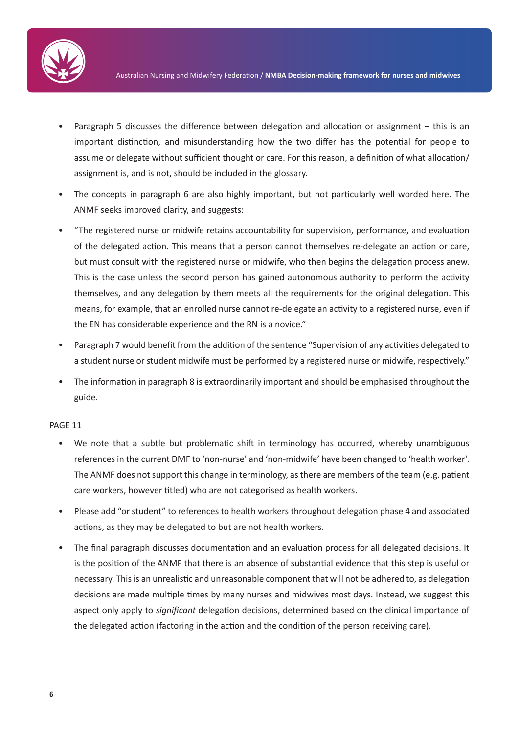- Paragraph 5 discusses the difference between delegation and allocation or assignment – this is an important distinction, and misunderstanding how the two differ has the potential for people to assume or delegate without sufficient thought or care. For this reason, a definition of what allocation/assignment is, and is not, should be included in the glossary.
- The concepts in paragraph 6 are also highly important, but not particularly well worded here. The ANMF seeks improved clarity, and suggests:
- "The registered nurse or midwife retains accountability for supervision, performance, and evaluation of the delegated action. This means that a person cannot themselves re-delegate an action or care, but must consult with the registered nurse or midwife, who then begins the delegation process anew. This is the case unless the second person has gained autonomous authority to perform the activity themselves, and any delegation by them meets all the requirements for the original delegation. This means, for example, that an enrolled nurse cannot re-delegate an activity to a registered nurse, even if the EN has considerable experience and the RN is a novice."
- Paragraph 7 would benefit from the addition of the sentence "Supervision of any activities delegated to a student nurse or student midwife must be performed by a registered nurse or midwife, respectively."
- The information in paragraph 8 is extraordinarily important and should be emphasised throughout the guide.

PAGE 11

- We note that a subtle but problematic shift in terminology has occurred, whereby unambiguous references in the current DMF to 'non-nurse' and 'non-midwife' have been changed to 'health worker'. The ANMF does not support this change in terminology, as there are members of the team (e.g. patient care workers, however titled) who are not categorised as health workers.
- Please add "or student" to references to health workers throughout delegation phase 4 and associated actions, as they may be delegated to but are not health workers.
- The final paragraph discusses documentation and an evaluation process for all delegated decisions. It is the position of the ANMF that there is an absence of substantial evidence that this step is useful or necessary. This is an unrealistic and unreasonable component that will not be adhered to, as delegation decisions are made multiple times by many nurses and midwives most days. Instead, we suggest this aspect only apply to *significant* delegation decisions, determined based on the clinical importance of the delegated action (factoring in the action and the condition of the person receiving care).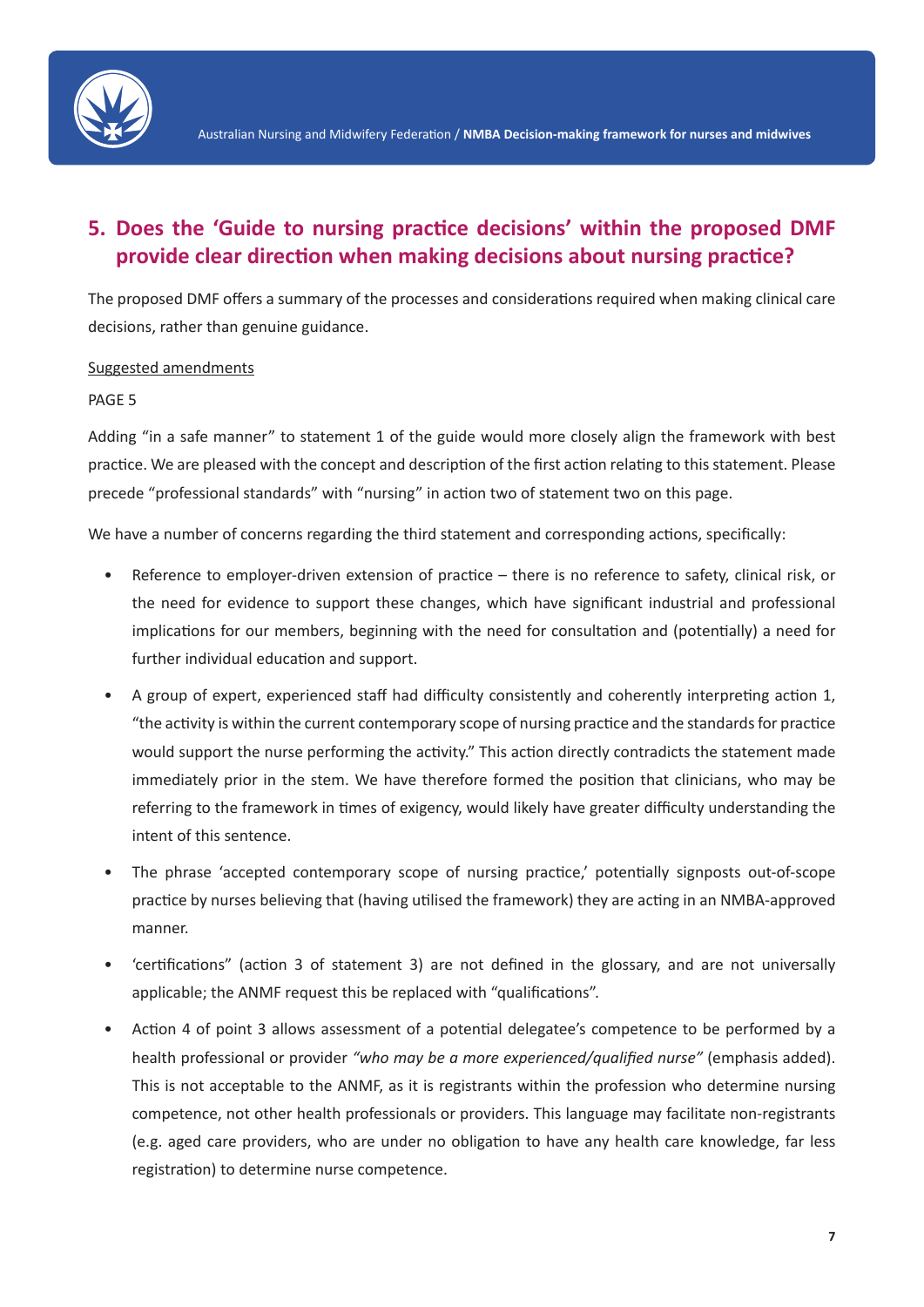## 5. Does the 'Guide to nursing practice decisions' within the proposed DMF provide clear direction when making decisions about nursing practice?

The proposed DMF offers a summary of the processes and considerations required when making clinical care decisions, rather than genuine guidance.

Suggested amendments

PAGE 5

Adding "in a safe manner" to statement 1 of the guide would more closely align the framework with best practice. We are pleased with the concept and description of the first action relating to this statement. Please precede "professional standards" with "nursing" in action two of statement two on this page.

We have a number of concerns regarding the third statement and corresponding actions, specifically:

- Reference to employer-driven extension of practice – there is no reference to safety, clinical risk, or the need for evidence to support these changes, which have significant industrial and professional implications for our members, beginning with the need for consultation and (potentially) a need for further individual education and support.
- A group of expert, experienced staff had difficulty consistently and coherently interpreting action 1, "the activity is within the current contemporary scope of nursing practice and the standards for practice would support the nurse performing the activity." This action directly contradicts the statement made immediately prior in the stem. We have therefore formed the position that clinicians, who may be referring to the framework in times of exigency, would likely have greater difficulty understanding the intent of this sentence.
- The phrase 'accepted contemporary scope of nursing practice,' potentially signposts out-of-scope practice by nurses believing that (having utilised the framework) they are acting in an NMBA-approved manner.
- 'certifications" (action 3 of statement 3) are not defined in the glossary, and are not universally applicable; the ANMF request this be replaced with "qualifications".
- Action 4 of point 3 allows assessment of a potential delegatee's competence to be performed by a health professional or provider *"who may be a more experienced/qualified nurse"* (emphasis added). This is not acceptable to the ANMF, as it is registrants within the profession who determine nursing competence, not other health professionals or providers. This language may facilitate non-registrants (e.g. aged care providers, who are under no obligation to have any health care knowledge, far less registration) to determine nurse competence.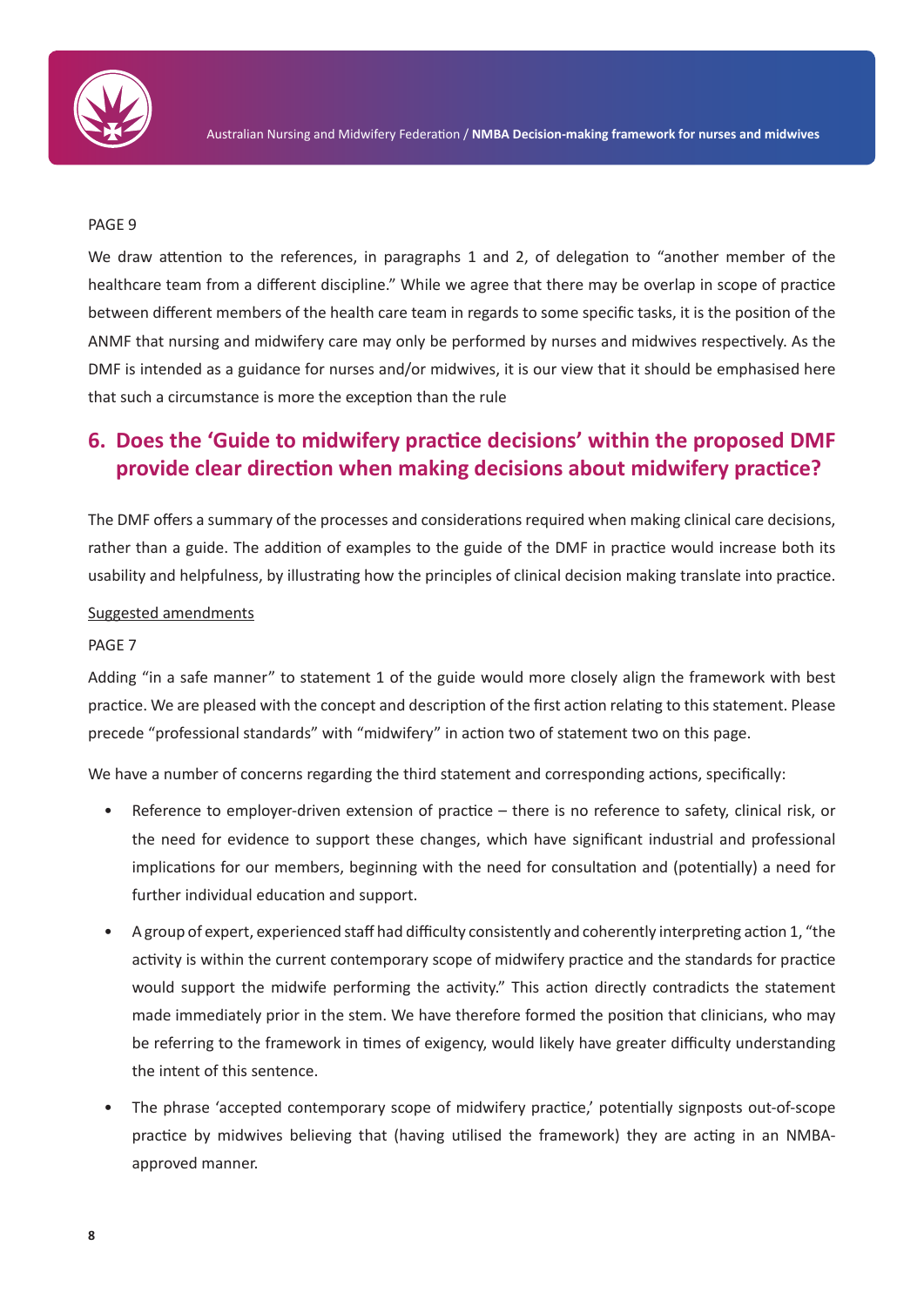PAGE 9

We draw attention to the references, in paragraphs 1 and 2, of delegation to "another member of the healthcare team from a different discipline." While we agree that there may be overlap in scope of practice between different members of the health care team in regards to some specific tasks, it is the position of the ANMF that nursing and midwifery care may only be performed by nurses and midwives respectively. As the DMF is intended as a guidance for nurses and/or midwives, it is our view that it should be emphasised here that such a circumstance is more the exception than the rule

## 6. Does the 'Guide to midwifery practice decisions' within the proposed DMF provide clear direction when making decisions about midwifery practice?

The DMF offers a summary of the processes and considerations required when making clinical care decisions, rather than a guide. The addition of examples to the guide of the DMF in practice would increase both its usability and helpfulness, by illustrating how the principles of clinical decision making translate into practice.

Suggested amendments

PAGE 7

Adding "in a safe manner" to statement 1 of the guide would more closely align the framework with best practice. We are pleased with the concept and description of the first action relating to this statement. Please precede "professional standards" with "midwifery" in action two of statement two on this page.

We have a number of concerns regarding the third statement and corresponding actions, specifically:

- Reference to employer-driven extension of practice – there is no reference to safety, clinical risk, or the need for evidence to support these changes, which have significant industrial and professional implications for our members, beginning with the need for consultation and (potentially) a need for further individual education and support.
- A group of expert, experienced staff had difficulty consistently and coherently interpreting action 1, "the activity is within the current contemporary scope of midwifery practice and the standards for practice would support the midwife performing the activity." This action directly contradicts the statement made immediately prior in the stem. We have therefore formed the position that clinicians, who may be referring to the framework in times of exigency, would likely have greater difficulty understanding the intent of this sentence.
- The phrase 'accepted contemporary scope of midwifery practice,' potentially signposts out-of-scope practice by midwives believing that (having utilised the framework) they are acting in an NMBA-approved manner.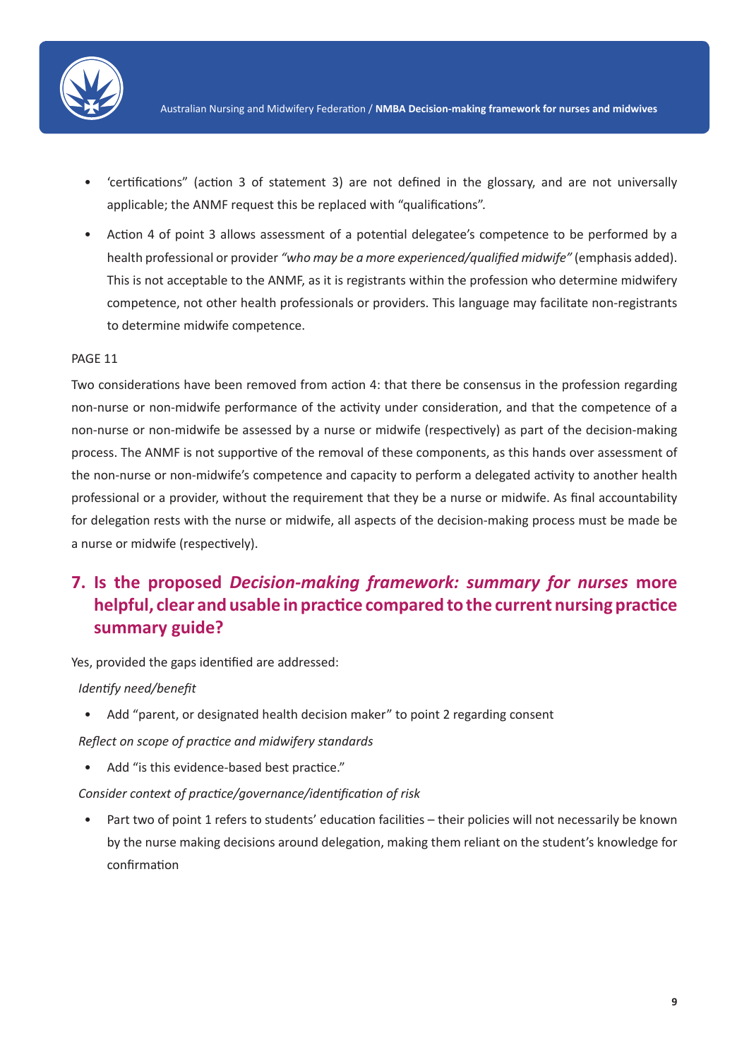- 'certifications" (action 3 of statement 3) are not defined in the glossary, and are not universally applicable; the ANMF request this be replaced with "qualifications".
- Action 4 of point 3 allows assessment of a potential delegatee's competence to be performed by a health professional or provider *"who may be a more experienced/qualified midwife"* (emphasis added). This is not acceptable to the ANMF, as it is registrants within the profession who determine midwifery competence, not other health professionals or providers. This language may facilitate non-registrants to determine midwife competence.

PAGE 11

Two considerations have been removed from action 4: that there be consensus in the profession regarding non-nurse or non-midwife performance of the activity under consideration, and that the competence of a non-nurse or non-midwife be assessed by a nurse or midwife (respectively) as part of the decision-making process. The ANMF is not supportive of the removal of these components, as this hands over assessment of the non-nurse or non-midwife's competence and capacity to perform a delegated activity to another health professional or a provider, without the requirement that they be a nurse or midwife. As final accountability for delegation rests with the nurse or midwife, all aspects of the decision-making process must be made be a nurse or midwife (respectively).

## 7. Is the proposed *Decision-making framework: summary for nurses* more helpful, clear and usable in practice compared to the current nursing practice summary guide?

Yes, provided the gaps identified are addressed:

*Identify need/benefit*

- Add "parent, or designated health decision maker" to point 2 regarding consent

*Reflect on scope of practice and midwifery standards*

- Add "is this evidence-based best practice."

*Consider context of practice/governance/identification of risk*

- Part two of point 1 refers to students' education facilities – their policies will not necessarily be known by the nurse making decisions around delegation, making them reliant on the student's knowledge for confirmation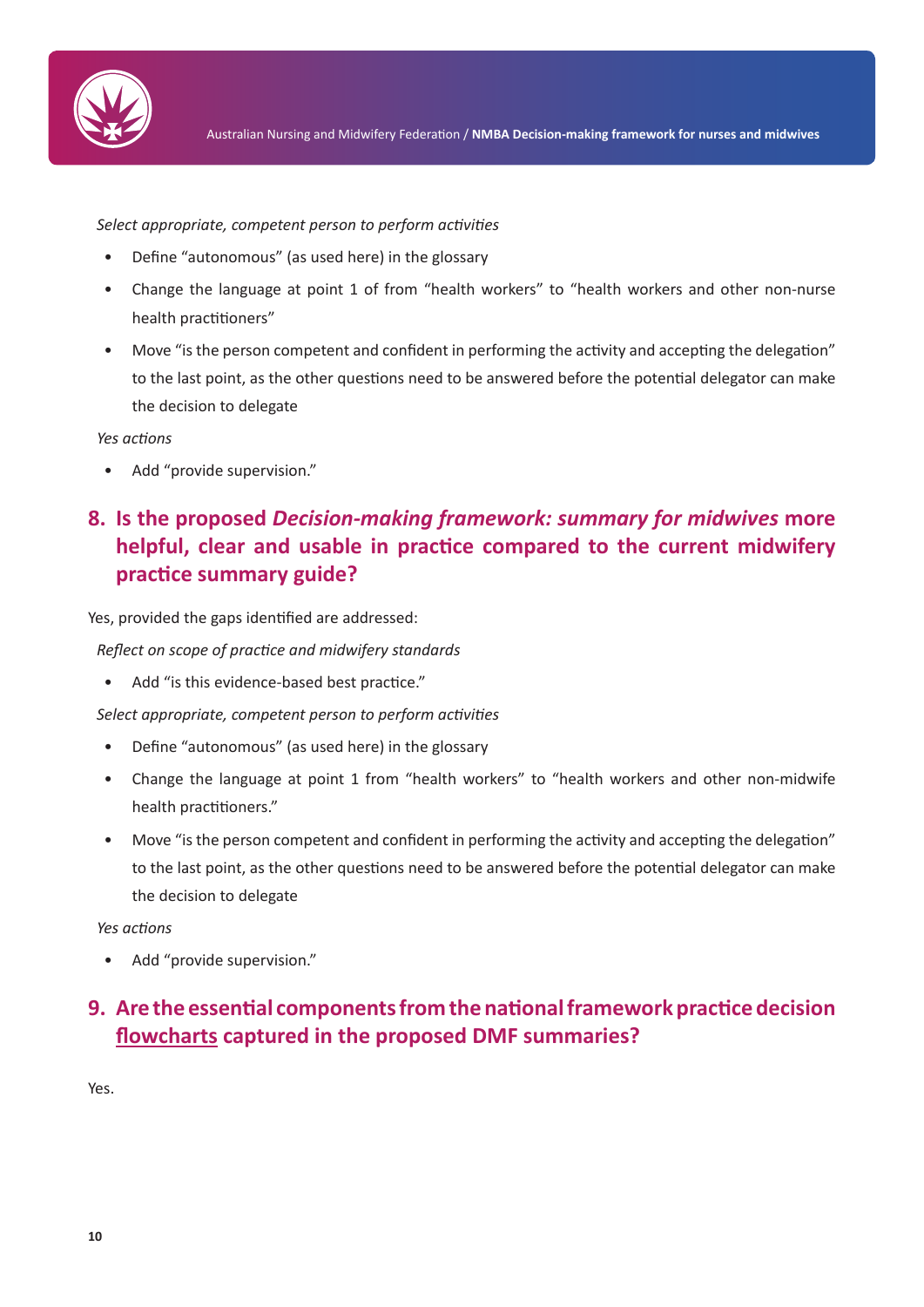*Select appropriate, competent person to perform activities*

- Define "autonomous" (as used here) in the glossary
- Change the language at point 1 of from "health workers" to "health workers and other non-nurse health practitioners"
- Move "is the person competent and confident in performing the activity and accepting the delegation" to the last point, as the other questions need to be answered before the potential delegator can make the decision to delegate

*Yes actions*

- Add "provide supervision."

## 8. Is the proposed *Decision-making framework: summary for midwives* more helpful, clear and usable in practice compared to the current midwifery practice summary guide?

Yes, provided the gaps identified are addressed:

*Reflect on scope of practice and midwifery standards*

- Add "is this evidence-based best practice."

*Select appropriate, competent person to perform activities*

- Define "autonomous" (as used here) in the glossary
- Change the language at point 1 from "health workers" to "health workers and other non-midwife health practitioners."
- Move "is the person competent and confident in performing the activity and accepting the delegation" to the last point, as the other questions need to be answered before the potential delegator can make the decision to delegate

*Yes actions*

- Add "provide supervision."

## 9. Are the essential components from the national framework practice decision flowcharts captured in the proposed DMF summaries?

Yes.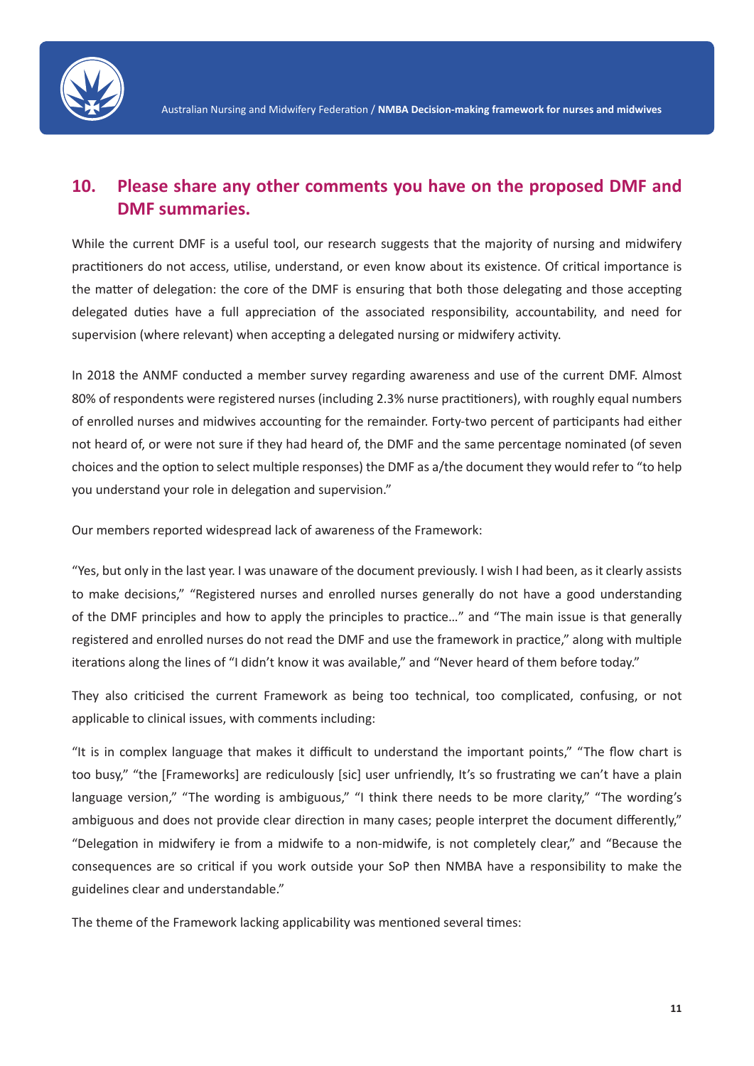## 10. Please share any other comments you have on the proposed DMF and DMF summaries.

While the current DMF is a useful tool, our research suggests that the majority of nursing and midwifery practitioners do not access, utilise, understand, or even know about its existence. Of critical importance is the matter of delegation: the core of the DMF is ensuring that both those delegating and those accepting delegated duties have a full appreciation of the associated responsibility, accountability, and need for supervision (where relevant) when accepting a delegated nursing or midwifery activity.

In 2018 the ANMF conducted a member survey regarding awareness and use of the current DMF. Almost 80% of respondents were registered nurses (including 2.3% nurse practitioners), with roughly equal numbers of enrolled nurses and midwives accounting for the remainder. Forty-two percent of participants had either not heard of, or were not sure if they had heard of, the DMF and the same percentage nominated (of seven choices and the option to select multiple responses) the DMF as a/the document they would refer to "to help you understand your role in delegation and supervision."

Our members reported widespread lack of awareness of the Framework:

"Yes, but only in the last year. I was unaware of the document previously. I wish I had been, as it clearly assists to make decisions," "Registered nurses and enrolled nurses generally do not have a good understanding of the DMF principles and how to apply the principles to practice…" and "The main issue is that generally registered and enrolled nurses do not read the DMF and use the framework in practice," along with multiple iterations along the lines of "I didn't know it was available," and "Never heard of them before today."

They also criticised the current Framework as being too technical, too complicated, confusing, or not applicable to clinical issues, with comments including:

"It is in complex language that makes it difficult to understand the important points," "The flow chart is too busy," "the [Frameworks] are rediculously [sic] user unfriendly, It's so frustrating we can't have a plain language version," "The wording is ambiguous," "I think there needs to be more clarity," "The wording's ambiguous and does not provide clear direction in many cases; people interpret the document differently," "Delegation in midwifery ie from a midwife to a non-midwife, is not completely clear," and "Because the consequences are so critical if you work outside your SoP then NMBA have a responsibility to make the guidelines clear and understandable."

The theme of the Framework lacking applicability was mentioned several times: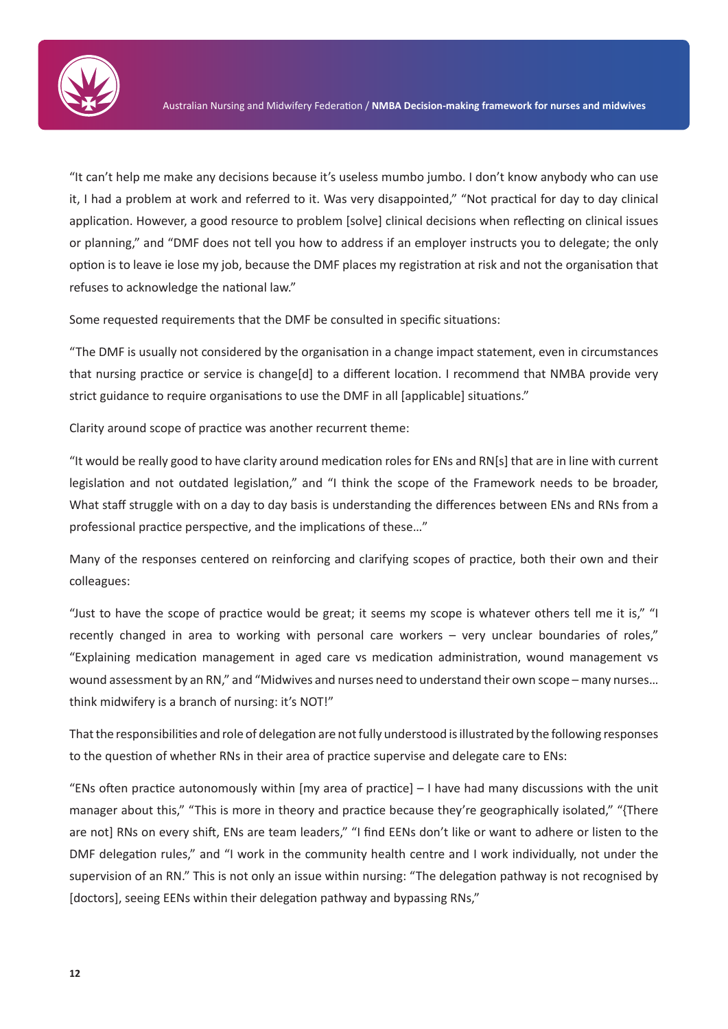"It can't help me make any decisions because it's useless mumbo jumbo. I don't know anybody who can use it, I had a problem at work and referred to it. Was very disappointed," "Not practical for day to day clinical application. However, a good resource to problem [solve] clinical decisions when reflecting on clinical issues or planning," and "DMF does not tell you how to address if an employer instructs you to delegate; the only option is to leave ie lose my job, because the DMF places my registration at risk and not the organisation that refuses to acknowledge the national law."

Some requested requirements that the DMF be consulted in specific situations:

"The DMF is usually not considered by the organisation in a change impact statement, even in circumstances that nursing practice or service is change[d] to a different location. I recommend that NMBA provide very strict guidance to require organisations to use the DMF in all [applicable] situations."

Clarity around scope of practice was another recurrent theme:

"It would be really good to have clarity around medication roles for ENs and RN[s] that are in line with current legislation and not outdated legislation," and "I think the scope of the Framework needs to be broader, What staff struggle with on a day to day basis is understanding the differences between ENs and RNs from a professional practice perspective, and the implications of these…"

Many of the responses centered on reinforcing and clarifying scopes of practice, both their own and their colleagues:

"Just to have the scope of practice would be great; it seems my scope is whatever others tell me it is," "I recently changed in area to working with personal care workers – very unclear boundaries of roles," "Explaining medication management in aged care vs medication administration, wound management vs wound assessment by an RN," and "Midwives and nurses need to understand their own scope – many nurses… think midwifery is a branch of nursing: it's NOT!"

That the responsibilities and role of delegation are not fully understood is illustrated by the following responses to the question of whether RNs in their area of practice supervise and delegate care to ENs:

"ENs often practice autonomously within [my area of practice] – I have had many discussions with the unit manager about this," "This is more in theory and practice because they're geographically isolated," "{There are not] RNs on every shift, ENs are team leaders," "I find EENs don't like or want to adhere or listen to the DMF delegation rules," and "I work in the community health centre and I work individually, not under the supervision of an RN." This is not only an issue within nursing: "The delegation pathway is not recognised by [doctors], seeing EENs within their delegation pathway and bypassing RNs,"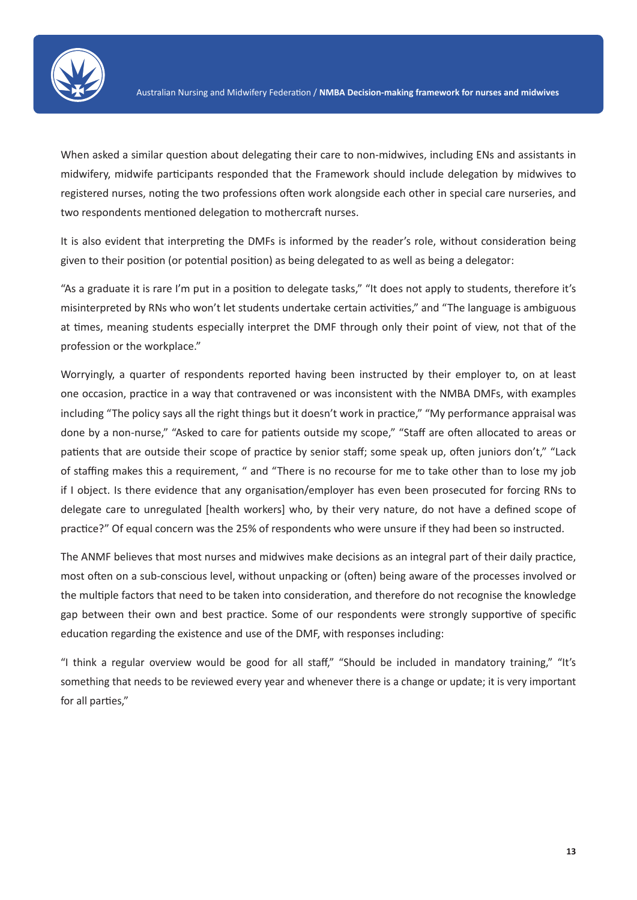When asked a similar question about delegating their care to non-midwives, including ENs and assistants in midwifery, midwife participants responded that the Framework should include delegation by midwives to registered nurses, noting the two professions often work alongside each other in special care nurseries, and two respondents mentioned delegation to mothercraft nurses.

It is also evident that interpreting the DMFs is informed by the reader's role, without consideration being given to their position (or potential position) as being delegated to as well as being a delegator:

"As a graduate it is rare I'm put in a position to delegate tasks," "It does not apply to students, therefore it's misinterpreted by RNs who won't let students undertake certain activities," and "The language is ambiguous at times, meaning students especially interpret the DMF through only their point of view, not that of the profession or the workplace."

Worryingly, a quarter of respondents reported having been instructed by their employer to, on at least one occasion, practice in a way that contravened or was inconsistent with the NMBA DMFs, with examples including "The policy says all the right things but it doesn't work in practice," "My performance appraisal was done by a non-nurse," "Asked to care for patients outside my scope," "Staff are often allocated to areas or patients that are outside their scope of practice by senior staff; some speak up, often juniors don't," "Lack of staffing makes this a requirement, " and "There is no recourse for me to take other than to lose my job if I object. Is there evidence that any organisation/employer has even been prosecuted for forcing RNs to delegate care to unregulated [health workers] who, by their very nature, do not have a defined scope of practice?" Of equal concern was the 25% of respondents who were unsure if they had been so instructed.

The ANMF believes that most nurses and midwives make decisions as an integral part of their daily practice, most often on a sub-conscious level, without unpacking or (often) being aware of the processes involved or the multiple factors that need to be taken into consideration, and therefore do not recognise the knowledge gap between their own and best practice. Some of our respondents were strongly supportive of specific education regarding the existence and use of the DMF, with responses including:

"I think a regular overview would be good for all staff," "Should be included in mandatory training," "It's something that needs to be reviewed every year and whenever there is a change or update; it is very important for all parties,"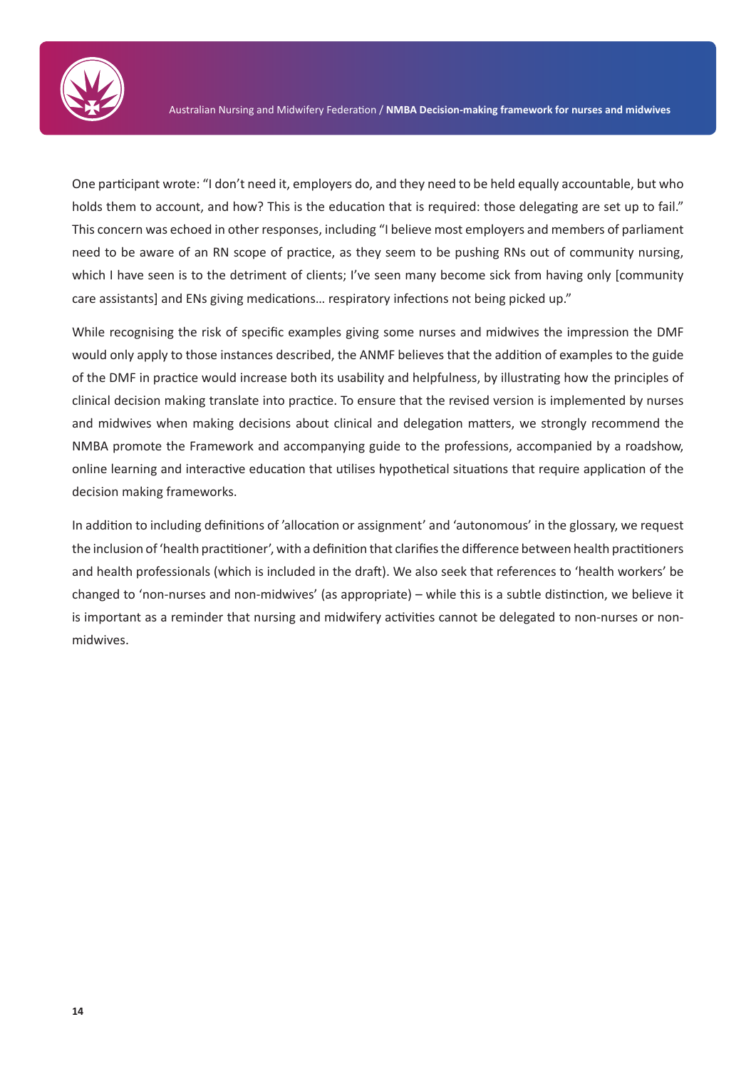One participant wrote: "I don't need it, employers do, and they need to be held equally accountable, but who holds them to account, and how? This is the education that is required: those delegating are set up to fail." This concern was echoed in other responses, including "I believe most employers and members of parliament need to be aware of an RN scope of practice, as they seem to be pushing RNs out of community nursing, which I have seen is to the detriment of clients; I've seen many become sick from having only [community care assistants] and ENs giving medications… respiratory infections not being picked up."

While recognising the risk of specific examples giving some nurses and midwives the impression the DMF would only apply to those instances described, the ANMF believes that the addition of examples to the guide of the DMF in practice would increase both its usability and helpfulness, by illustrating how the principles of clinical decision making translate into practice. To ensure that the revised version is implemented by nurses and midwives when making decisions about clinical and delegation matters, we strongly recommend the NMBA promote the Framework and accompanying guide to the professions, accompanied by a roadshow, online learning and interactive education that utilises hypothetical situations that require application of the decision making frameworks.

In addition to including definitions of 'allocation or assignment' and 'autonomous' in the glossary, we request the inclusion of 'health practitioner', with a definition that clarifies the difference between health practitioners and health professionals (which is included in the draft). We also seek that references to 'health workers' be changed to 'non-nurses and non-midwives' (as appropriate) – while this is a subtle distinction, we believe it is important as a reminder that nursing and midwifery activities cannot be delegated to non-nurses or non-midwives.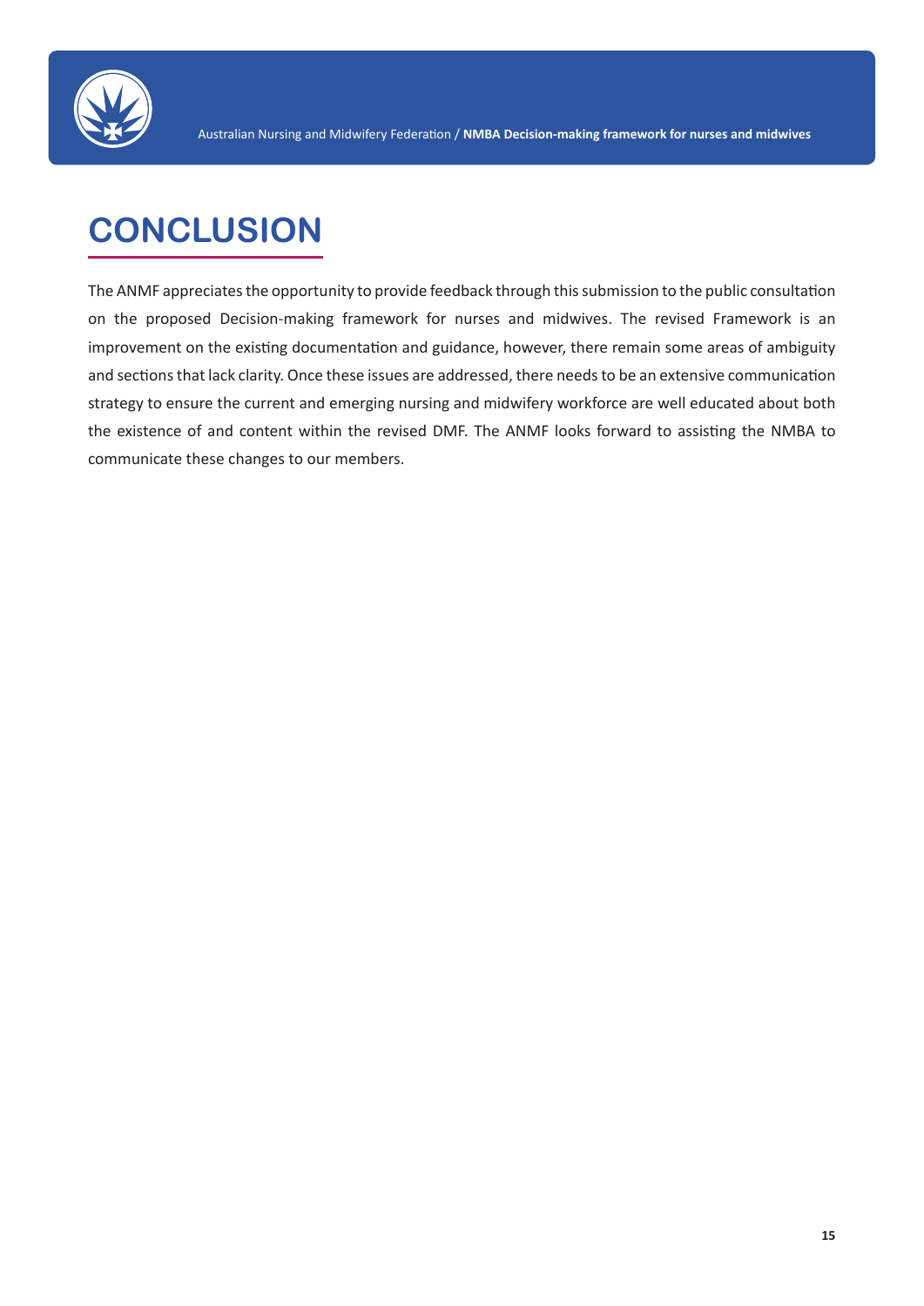# CONCLUSION

The ANMF appreciates the opportunity to provide feedback through this submission to the public consultation on the proposed Decision-making framework for nurses and midwives. The revised Framework is an improvement on the existing documentation and guidance, however, there remain some areas of ambiguity and sections that lack clarity. Once these issues are addressed, there needs to be an extensive communication strategy to ensure the current and emerging nursing and midwifery workforce are well educated about both the existence of and content within the revised DMF. The ANMF looks forward to assisting the NMBA to communicate these changes to our members.